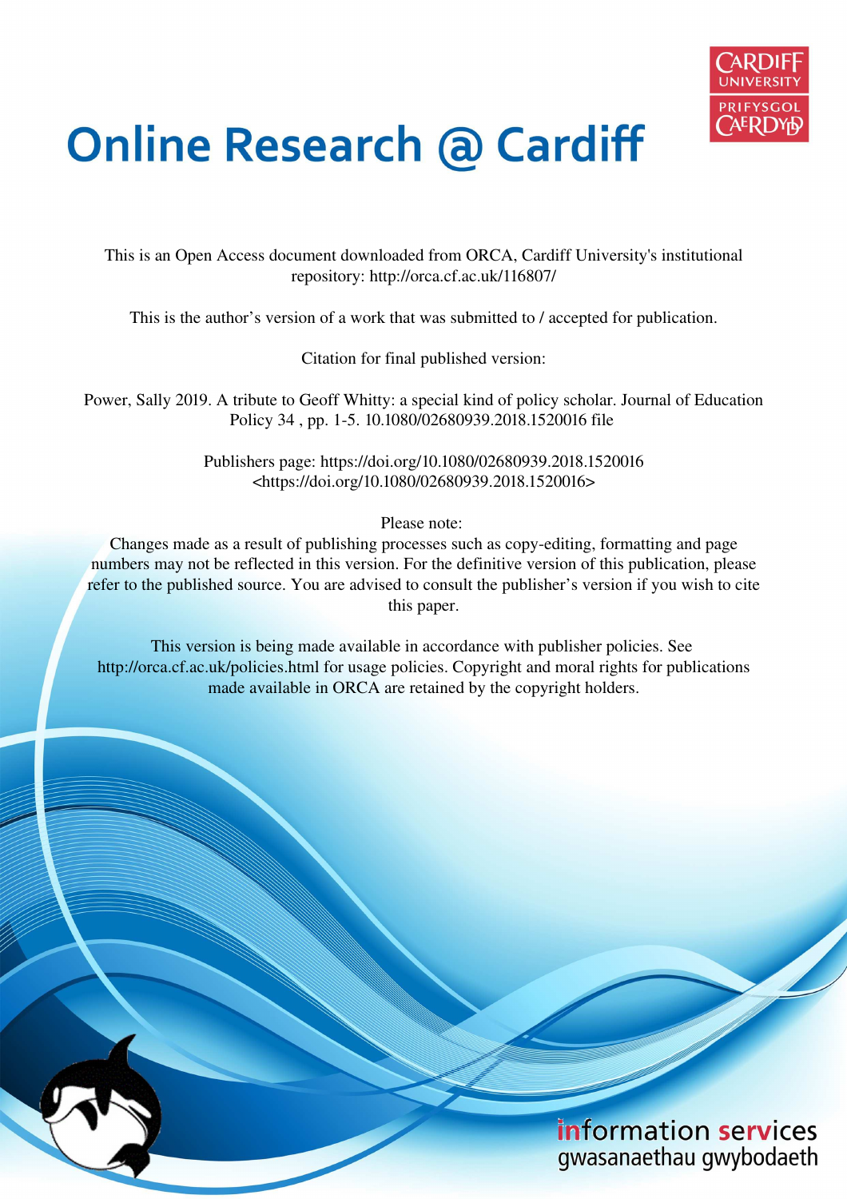# Online Research @ Cardiff

This is an Open Access document downloaded from ORCA, Cardiff University's institutional repository: http://orca.cf.ac.uk/116807/

This is the author's version of a work that was submitted to / accepted for publication.

Citation for final published version:

Power, Sally 2019. A tribute to Geoff Whitty: a special kind of policy scholar. Journal of Education Policy 34 , pp. 1-5. 10.1080/02680939.2018.1520016 file

Publishers page: https://doi.org/10.1080/02680939.2018.1520016 <https://doi.org/10.1080/02680939.2018.1520016>

Please note:
Changes made as a result of publishing processes such as copy-editing, formatting and page numbers may not be reflected in this version. For the definitive version of this publication, please refer to the published source. You are advised to consult the publisher's version if you wish to cite this paper.

This version is being made available in accordance with publisher policies. See http://orca.cf.ac.uk/policies.html for usage policies. Copyright and moral rights for publications made available in ORCA are retained by the copyright holders.

information services
gwasanaethau gwybodaeth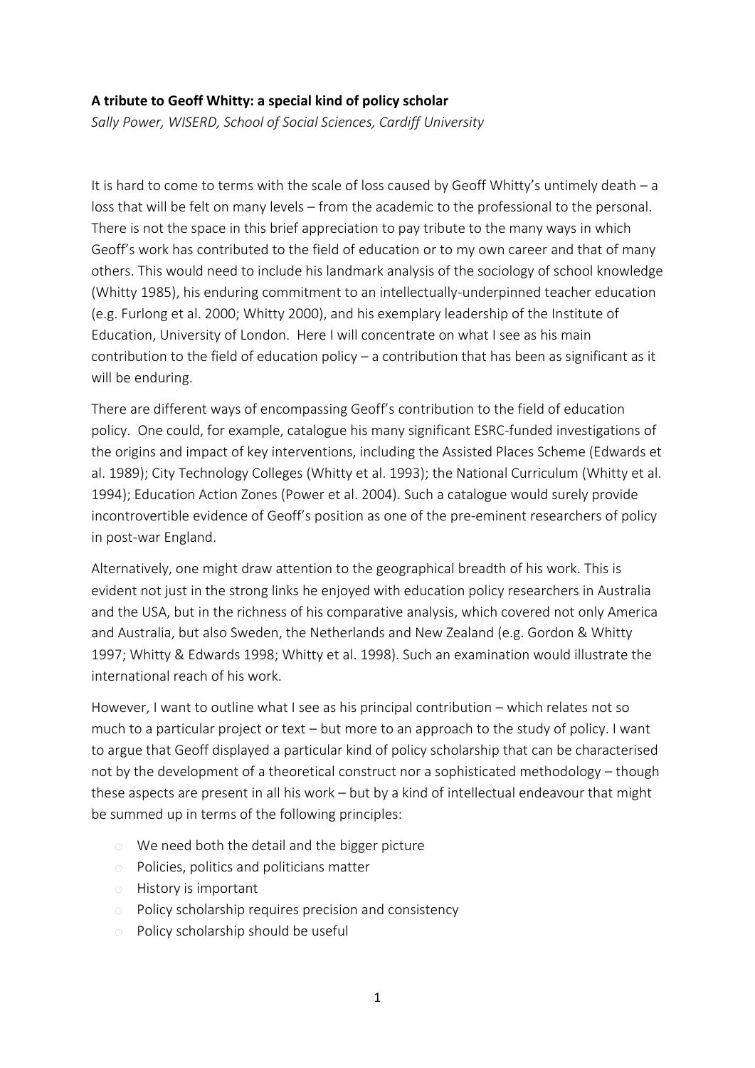**A tribute to Geoff Whitty: a special kind of policy scholar**

*Sally Power, WISERD, School of Social Sciences, Cardiff University*

It is hard to come to terms with the scale of loss caused by Geoff Whitty's untimely death – a loss that will be felt on many levels – from the academic to the professional to the personal. There is not the space in this brief appreciation to pay tribute to the many ways in which Geoff's work has contributed to the field of education or to my own career and that of many others. This would need to include his landmark analysis of the sociology of school knowledge (Whitty 1985), his enduring commitment to an intellectually-underpinned teacher education (e.g. Furlong et al. 2000; Whitty 2000), and his exemplary leadership of the Institute of Education, University of London. Here I will concentrate on what I see as his main contribution to the field of education policy – a contribution that has been as significant as it will be enduring.

There are different ways of encompassing Geoff's contribution to the field of education policy. One could, for example, catalogue his many significant ESRC-funded investigations of the origins and impact of key interventions, including the Assisted Places Scheme (Edwards et al. 1989); City Technology Colleges (Whitty et al. 1993); the National Curriculum (Whitty et al. 1994); Education Action Zones (Power et al. 2004). Such a catalogue would surely provide incontrovertible evidence of Geoff's position as one of the pre-eminent researchers of policy in post-war England.

Alternatively, one might draw attention to the geographical breadth of his work. This is evident not just in the strong links he enjoyed with education policy researchers in Australia and the USA, but in the richness of his comparative analysis, which covered not only America and Australia, but also Sweden, the Netherlands and New Zealand (e.g. Gordon & Whitty 1997; Whitty & Edwards 1998; Whitty et al. 1998). Such an examination would illustrate the international reach of his work.

However, I want to outline what I see as his principal contribution – which relates not so much to a particular project or text – but more to an approach to the study of policy. I want to argue that Geoff displayed a particular kind of policy scholarship that can be characterised not by the development of a theoretical construct nor a sophisticated methodology – though these aspects are present in all his work – but by a kind of intellectual endeavour that might be summed up in terms of the following principles:

- We need both the detail and the bigger picture
- Policies, politics and politicians matter
- History is important
- Policy scholarship requires precision and consistency
- Policy scholarship should be useful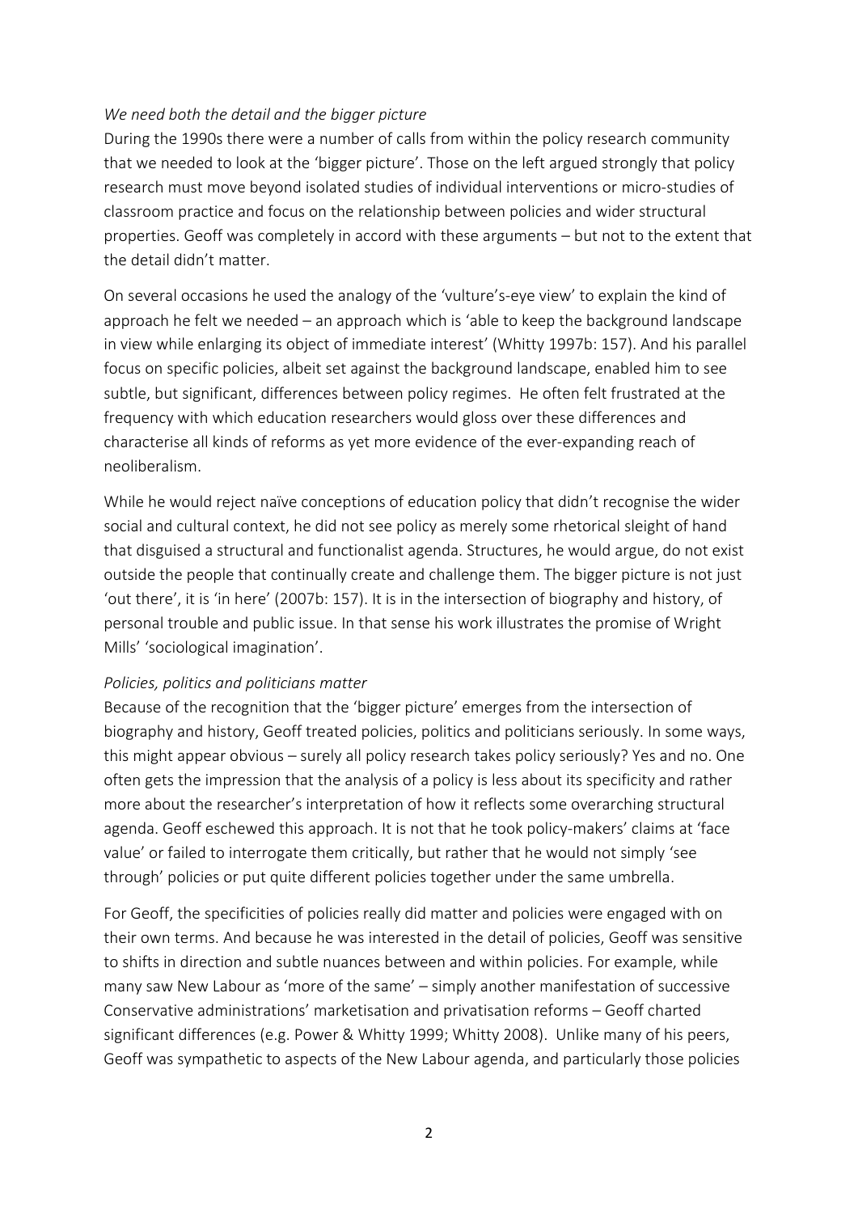*We need both the detail and the bigger picture*

During the 1990s there were a number of calls from within the policy research community that we needed to look at the 'bigger picture'. Those on the left argued strongly that policy research must move beyond isolated studies of individual interventions or micro-studies of classroom practice and focus on the relationship between policies and wider structural properties. Geoff was completely in accord with these arguments – but not to the extent that the detail didn't matter.

On several occasions he used the analogy of the 'vulture's-eye view' to explain the kind of approach he felt we needed – an approach which is 'able to keep the background landscape in view while enlarging its object of immediate interest' (Whitty 1997b: 157). And his parallel focus on specific policies, albeit set against the background landscape, enabled him to see subtle, but significant, differences between policy regimes. He often felt frustrated at the frequency with which education researchers would gloss over these differences and characterise all kinds of reforms as yet more evidence of the ever-expanding reach of neoliberalism.

While he would reject naïve conceptions of education policy that didn't recognise the wider social and cultural context, he did not see policy as merely some rhetorical sleight of hand that disguised a structural and functionalist agenda. Structures, he would argue, do not exist outside the people that continually create and challenge them. The bigger picture is not just 'out there', it is 'in here' (2007b: 157). It is in the intersection of biography and history, of personal trouble and public issue. In that sense his work illustrates the promise of Wright Mills' 'sociological imagination'.

*Policies, politics and politicians matter*

Because of the recognition that the 'bigger picture' emerges from the intersection of biography and history, Geoff treated policies, politics and politicians seriously. In some ways, this might appear obvious – surely all policy research takes policy seriously? Yes and no. One often gets the impression that the analysis of a policy is less about its specificity and rather more about the researcher's interpretation of how it reflects some overarching structural agenda. Geoff eschewed this approach. It is not that he took policy-makers' claims at 'face value' or failed to interrogate them critically, but rather that he would not simply 'see through' policies or put quite different policies together under the same umbrella.

For Geoff, the specificities of policies really did matter and policies were engaged with on their own terms. And because he was interested in the detail of policies, Geoff was sensitive to shifts in direction and subtle nuances between and within policies. For example, while many saw New Labour as 'more of the same' – simply another manifestation of successive Conservative administrations' marketisation and privatisation reforms – Geoff charted significant differences (e.g. Power & Whitty 1999; Whitty 2008). Unlike many of his peers, Geoff was sympathetic to aspects of the New Labour agenda, and particularly those policies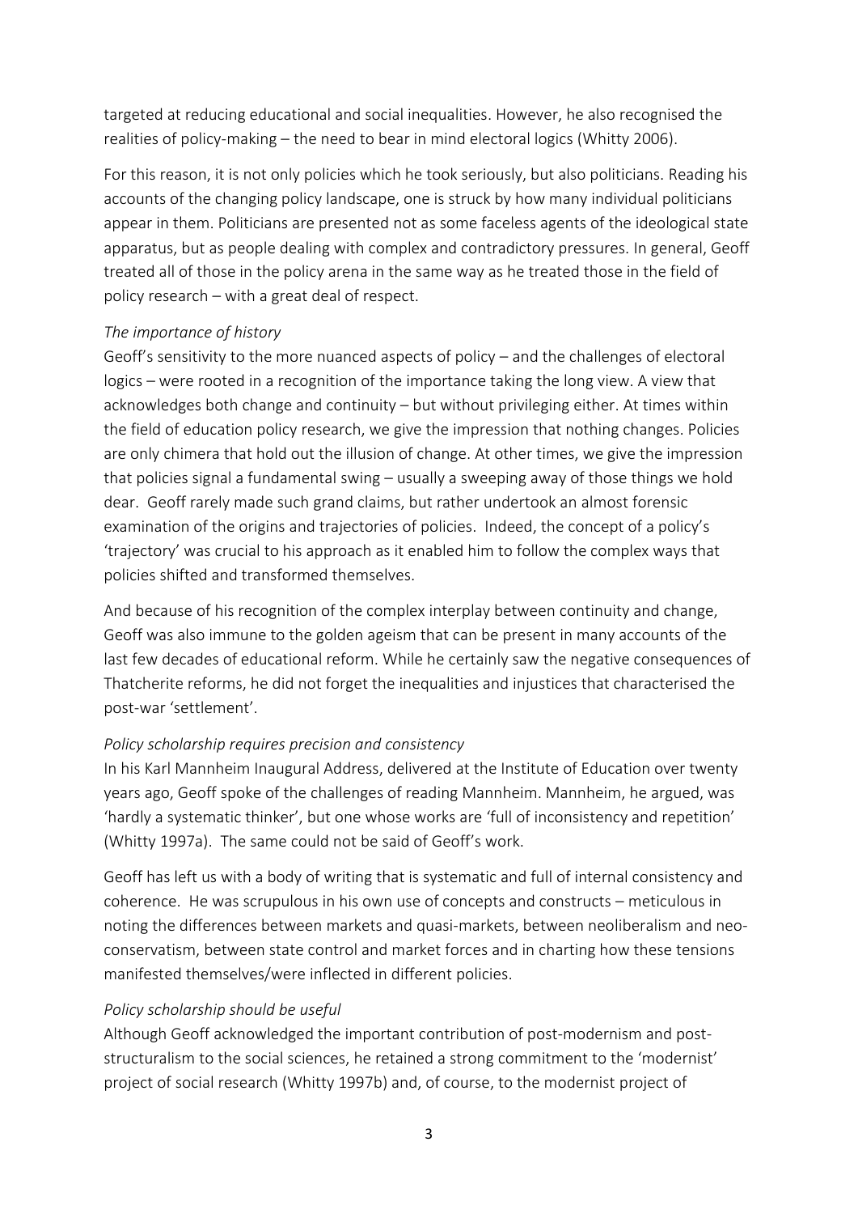targeted at reducing educational and social inequalities. However, he also recognised the realities of policy-making – the need to bear in mind electoral logics (Whitty 2006).

For this reason, it is not only policies which he took seriously, but also politicians. Reading his accounts of the changing policy landscape, one is struck by how many individual politicians appear in them. Politicians are presented not as some faceless agents of the ideological state apparatus, but as people dealing with complex and contradictory pressures. In general, Geoff treated all of those in the policy arena in the same way as he treated those in the field of policy research – with a great deal of respect.

*The importance of history*

Geoff's sensitivity to the more nuanced aspects of policy – and the challenges of electoral logics – were rooted in a recognition of the importance taking the long view. A view that acknowledges both change and continuity – but without privileging either. At times within the field of education policy research, we give the impression that nothing changes. Policies are only chimera that hold out the illusion of change. At other times, we give the impression that policies signal a fundamental swing – usually a sweeping away of those things we hold dear. Geoff rarely made such grand claims, but rather undertook an almost forensic examination of the origins and trajectories of policies. Indeed, the concept of a policy's 'trajectory' was crucial to his approach as it enabled him to follow the complex ways that policies shifted and transformed themselves.

And because of his recognition of the complex interplay between continuity and change, Geoff was also immune to the golden ageism that can be present in many accounts of the last few decades of educational reform. While he certainly saw the negative consequences of Thatcherite reforms, he did not forget the inequalities and injustices that characterised the post-war 'settlement'.

*Policy scholarship requires precision and consistency*

In his Karl Mannheim Inaugural Address, delivered at the Institute of Education over twenty years ago, Geoff spoke of the challenges of reading Mannheim. Mannheim, he argued, was 'hardly a systematic thinker', but one whose works are 'full of inconsistency and repetition' (Whitty 1997a). The same could not be said of Geoff's work.

Geoff has left us with a body of writing that is systematic and full of internal consistency and coherence. He was scrupulous in his own use of concepts and constructs – meticulous in noting the differences between markets and quasi-markets, between neoliberalism and neo-conservatism, between state control and market forces and in charting how these tensions manifested themselves/were inflected in different policies.

*Policy scholarship should be useful*

Although Geoff acknowledged the important contribution of post-modernism and post-structuralism to the social sciences, he retained a strong commitment to the 'modernist' project of social research (Whitty 1997b) and, of course, to the modernist project of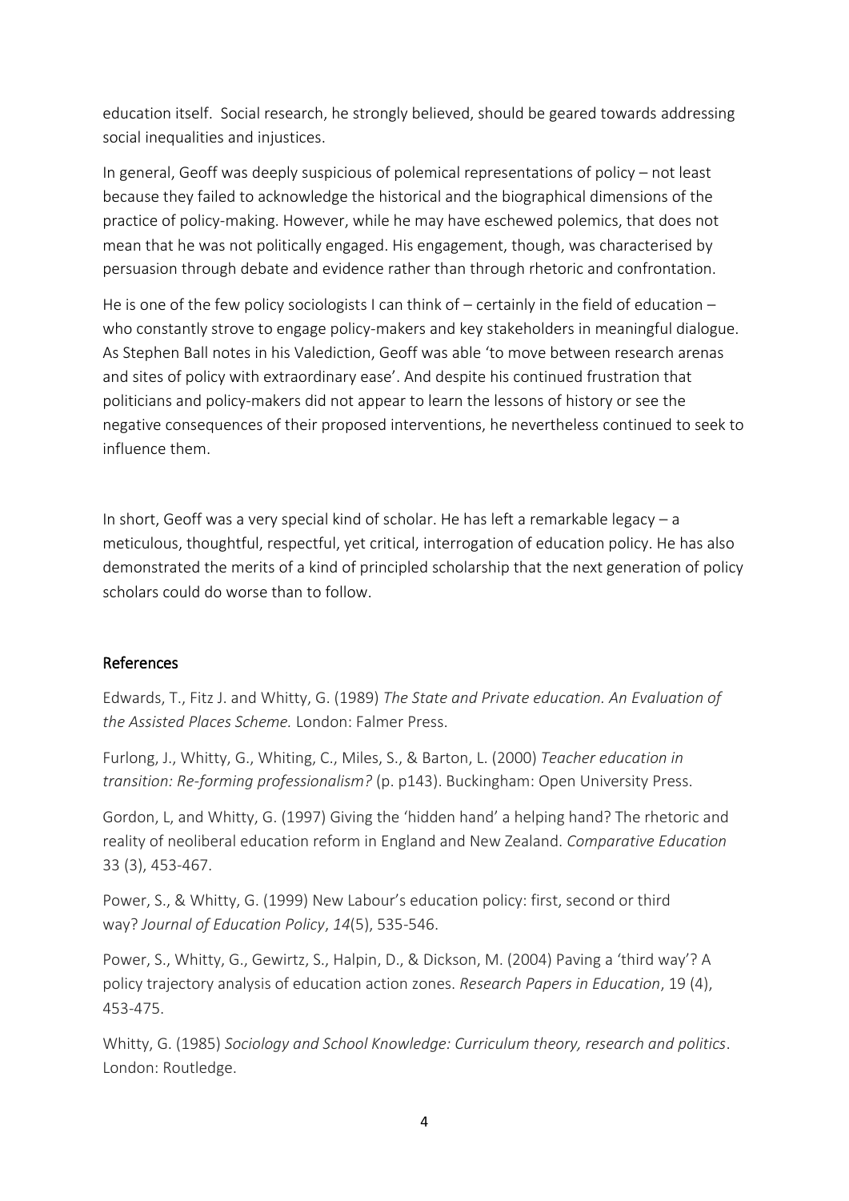education itself. Social research, he strongly believed, should be geared towards addressing social inequalities and injustices.

In general, Geoff was deeply suspicious of polemical representations of policy – not least because they failed to acknowledge the historical and the biographical dimensions of the practice of policy-making. However, while he may have eschewed polemics, that does not mean that he was not politically engaged. His engagement, though, was characterised by persuasion through debate and evidence rather than through rhetoric and confrontation.

He is one of the few policy sociologists I can think of – certainly in the field of education – who constantly strove to engage policy-makers and key stakeholders in meaningful dialogue. As Stephen Ball notes in his Valediction, Geoff was able 'to move between research arenas and sites of policy with extraordinary ease'. And despite his continued frustration that politicians and policy-makers did not appear to learn the lessons of history or see the negative consequences of their proposed interventions, he nevertheless continued to seek to influence them.

In short, Geoff was a very special kind of scholar. He has left a remarkable legacy – a meticulous, thoughtful, respectful, yet critical, interrogation of education policy. He has also demonstrated the merits of a kind of principled scholarship that the next generation of policy scholars could do worse than to follow.

## References

Edwards, T., Fitz J. and Whitty, G. (1989) *The State and Private education. An Evaluation of the Assisted Places Scheme.* London: Falmer Press.

Furlong, J., Whitty, G., Whiting, C., Miles, S., & Barton, L. (2000) *Teacher education in transition: Re-forming professionalism?* (p. p143). Buckingham: Open University Press.

Gordon, L, and Whitty, G. (1997) Giving the 'hidden hand' a helping hand? The rhetoric and reality of neoliberal education reform in England and New Zealand. *Comparative Education* 33 (3), 453-467.

Power, S., & Whitty, G. (1999) New Labour's education policy: first, second or third way? *Journal of Education Policy*, *14*(5), 535-546.

Power, S., Whitty, G., Gewirtz, S., Halpin, D., & Dickson, M. (2004) Paving a 'third way'? A policy trajectory analysis of education action zones. *Research Papers in Education*, 19 (4), 453-475.

Whitty, G. (1985) *Sociology and School Knowledge: Curriculum theory, research and politics*. London: Routledge.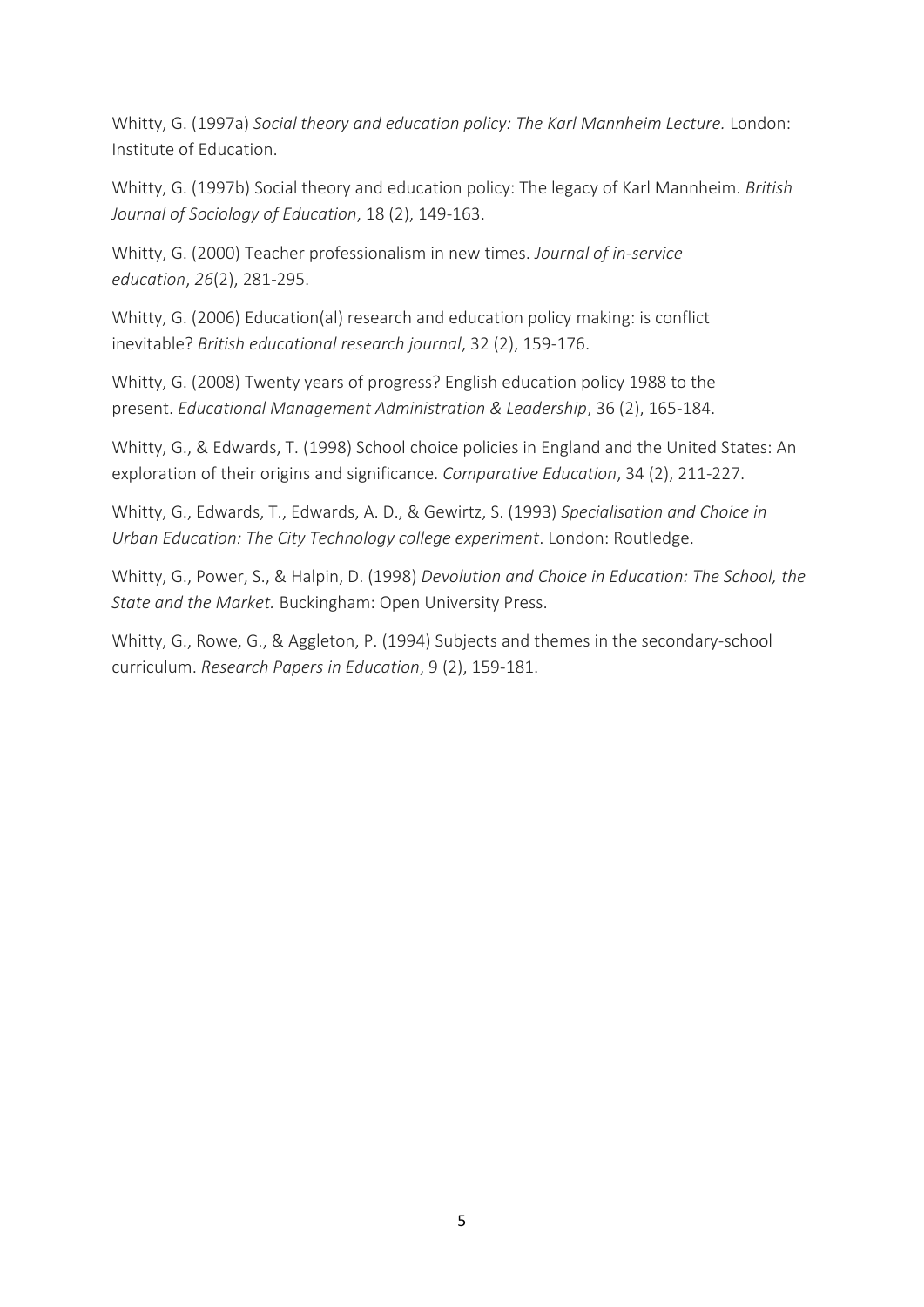Whitty, G. (1997a) *Social theory and education policy: The Karl Mannheim Lecture.* London: Institute of Education.

Whitty, G. (1997b) Social theory and education policy: The legacy of Karl Mannheim. *British Journal of Sociology of Education*, 18 (2), 149-163.

Whitty, G. (2000) Teacher professionalism in new times. *Journal of in-service education*, *26*(2), 281-295.

Whitty, G. (2006) Education(al) research and education policy making: is conflict inevitable? *British educational research journal*, 32 (2), 159-176.

Whitty, G. (2008) Twenty years of progress? English education policy 1988 to the present. *Educational Management Administration & Leadership*, 36 (2), 165-184.

Whitty, G., & Edwards, T. (1998) School choice policies in England and the United States: An exploration of their origins and significance. *Comparative Education*, 34 (2), 211-227.

Whitty, G., Edwards, T., Edwards, A. D., & Gewirtz, S. (1993) *Specialisation and Choice in Urban Education: The City Technology college experiment*. London: Routledge.

Whitty, G., Power, S., & Halpin, D. (1998) *Devolution and Choice in Education: The School, the State and the Market.* Buckingham: Open University Press.

Whitty, G., Rowe, G., & Aggleton, P. (1994) Subjects and themes in the secondary-school curriculum. *Research Papers in Education*, 9 (2), 159-181.